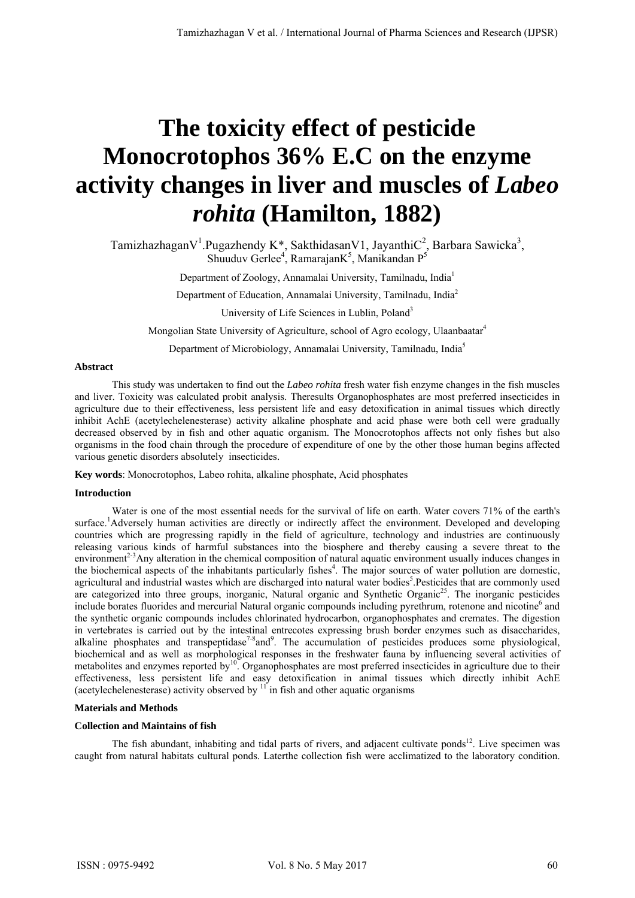# The toxicity effect of pesticide Monocrotophos 36% E.C on the enzyme activity changes in liver and muscles of *Labeo rohita* (Hamilton, 1882)

TamizhazhaganV[1].Pugazhendy K*, SakthidasanV1, JayanthiC[2], Barbara Sawicka[3], Shuuduv Gerlee[4], RamarajanK[5], Manikandan P[5]

Department of Zoology, Annamalai University, Tamilnadu, India[1]

Department of Education, Annamalai University, Tamilnadu, India[2]

University of Life Sciences in Lublin, Poland[3]

Mongolian State University of Agriculture, school of Agro ecology, Ulaanbaatar[4]

Department of Microbiology, Annamalai University, Tamilnadu, India[5]

### Abstract

This study was undertaken to find out the *Labeo rohita* fresh water fish enzyme changes in the fish muscles and liver. Toxicity was calculated probit analysis. Theresults Organophosphates are most preferred insecticides in agriculture due to their effectiveness, less persistent life and easy detoxification in animal tissues which directly inhibit AchE (acetylechelenesterase) activity alkaline phosphate and acid phase were both cell were gradually decreased observed by in fish and other aquatic organism. The Monocrotophos affects not only fishes but also organisms in the food chain through the procedure of expenditure of one by the other those human begins affected various genetic disorders absolutely insecticides.

**Key words**: Monocrotophos, Labeo rohita, alkaline phosphate, Acid phosphates

### Introduction

Water is one of the most essential needs for the survival of life on earth. Water covers 71% of the earth's surface.[1]Adversely human activities are directly or indirectly affect the environment. Developed and developing countries which are progressing rapidly in the field of agriculture, technology and industries are continuously releasing various kinds of harmful substances into the biosphere and thereby causing a severe threat to the environment[2-3]Any alteration in the chemical composition of natural aquatic environment usually induces changes in the biochemical aspects of the inhabitants particularly fishes[4]. The major sources of water pollution are domestic, agricultural and industrial wastes which are discharged into natural water bodies[5].Pesticides that are commonly used are categorized into three groups, inorganic, Natural organic and Synthetic Organic[25]. The inorganic pesticides include borates fluorides and mercurial Natural organic compounds including pyrethrum, rotenone and nicotine[6] and the synthetic organic compounds includes chlorinated hydrocarbon, organophosphates and cremates. The digestion in vertebrates is carried out by the intestinal entrecotes expressing brush border enzymes such as disaccharides, alkaline phosphates and transpeptidase[7-8]and[9]. The accumulation of pesticides produces some physiological, biochemical and as well as morphological responses in the freshwater fauna by influencing several activities of metabolites and enzymes reported by[10]. Organophosphates are most preferred insecticides in agriculture due to their effectiveness, less persistent life and easy detoxification in animal tissues which directly inhibit AchE (acetylechelenesterase) activity observed by [11] in fish and other aquatic organisms

### Materials and Methods

#### Collection and Maintains of fish

The fish abundant, inhabiting and tidal parts of rivers, and adjacent cultivate ponds[12]. Live specimen was caught from natural habitats cultural ponds. Laterthe collection fish were acclimatized to the laboratory condition.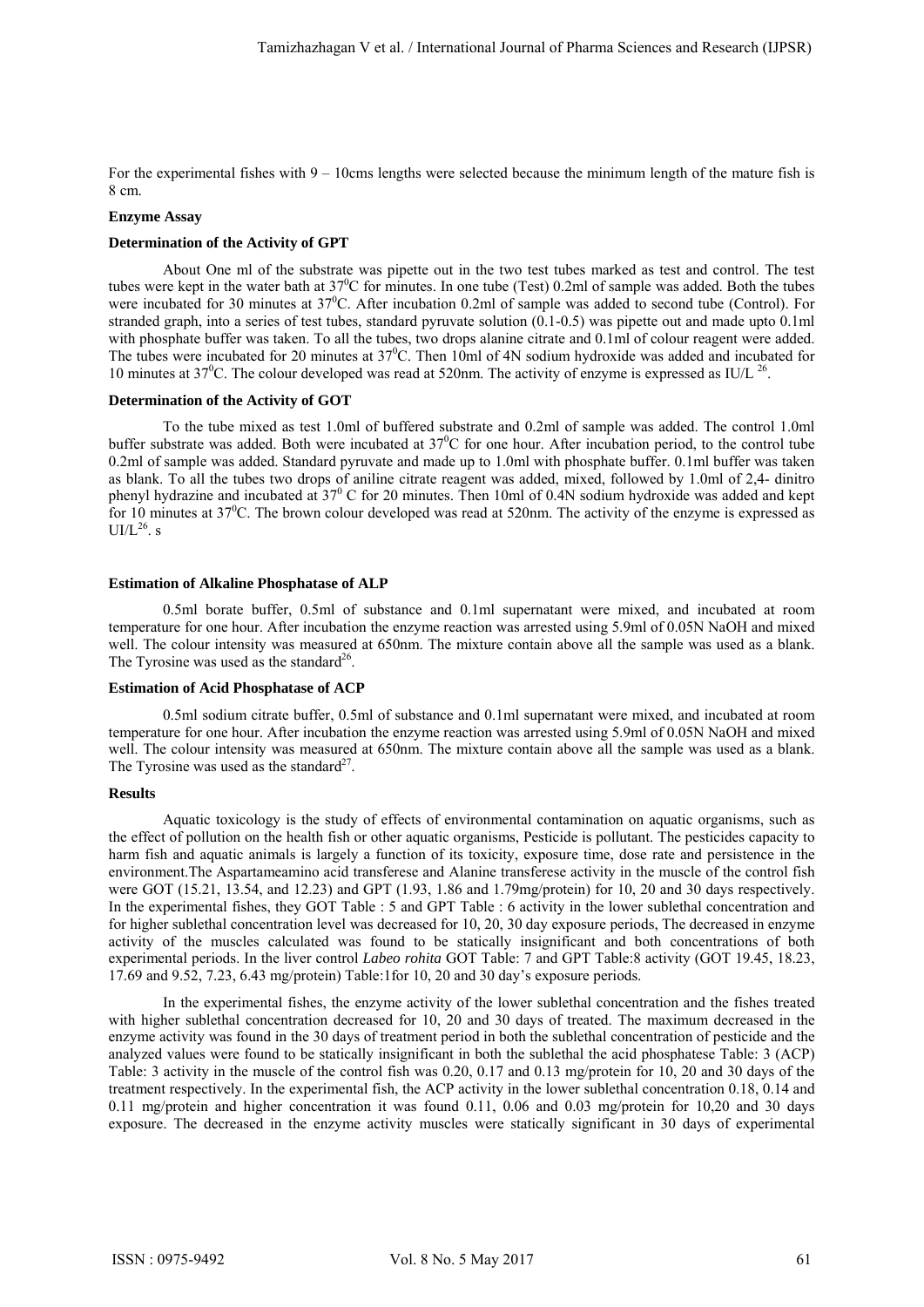For the experimental fishes with 9 – 10cms lengths were selected because the minimum length of the mature fish is 8 cm.

**Enzyme Assay**

**Determination of the Activity of GPT**

About One ml of the substrate was pipette out in the two test tubes marked as test and control. The test tubes were kept in the water bath at $37^0$C for minutes. In one tube (Test) 0.2ml of sample was added. Both the tubes were incubated for 30 minutes at $37^0$C. After incubation 0.2ml of sample was added to second tube (Control). For stranded graph, into a series of test tubes, standard pyruvate solution (0.1-0.5) was pipette out and made upto 0.1ml with phosphate buffer was taken. To all the tubes, two drops alanine citrate and 0.1ml of colour reagent were added. The tubes were incubated for 20 minutes at $37^0$C. Then 10ml of 4N sodium hydroxide was added and incubated for 10 minutes at $37^0$C. The colour developed was read at 520nm. The activity of enzyme is expressed as IU/L [26].

**Determination of the Activity of GOT**

To the tube mixed as test 1.0ml of buffered substrate and 0.2ml of sample was added. The control 1.0ml buffer substrate was added. Both were incubated at $37^0$C for one hour. After incubation period, to the control tube 0.2ml of sample was added. Standard pyruvate and made up to 1.0ml with phosphate buffer. 0.1ml buffer was taken as blank. To all the tubes two drops of aniline citrate reagent was added, mixed, followed by 1.0ml of 2,4- dinitro phenyl hydrazine and incubated at $37^0$ C for 20 minutes. Then 10ml of 0.4N sodium hydroxide was added and kept for 10 minutes at $37^0$C. The brown colour developed was read at 520nm. The activity of the enzyme is expressed as UI/L[26]. s

**Estimation of Alkaline Phosphatase of ALP**

0.5ml borate buffer, 0.5ml of substance and 0.1ml supernatant were mixed, and incubated at room temperature for one hour. After incubation the enzyme reaction was arrested using 5.9ml of 0.05N NaOH and mixed well. The colour intensity was measured at 650nm. The mixture contain above all the sample was used as a blank. The Tyrosine was used as the standard[26].

**Estimation of Acid Phosphatase of ACP**

0.5ml sodium citrate buffer, 0.5ml of substance and 0.1ml supernatant were mixed, and incubated at room temperature for one hour. After incubation the enzyme reaction was arrested using 5.9ml of 0.05N NaOH and mixed well. The colour intensity was measured at 650nm. The mixture contain above all the sample was used as a blank. The Tyrosine was used as the standard[27].

**Results**

Aquatic toxicology is the study of effects of environmental contamination on aquatic organisms, such as the effect of pollution on the health fish or other aquatic organisms, Pesticide is pollutant. The pesticides capacity to harm fish and aquatic animals is largely a function of its toxicity, exposure time, dose rate and persistence in the environment.The Aspartameamino acid transferese and Alanine transferese activity in the muscle of the control fish were GOT (15.21, 13.54, and 12.23) and GPT (1.93, 1.86 and 1.79mg/protein) for 10, 20 and 30 days respectively. In the experimental fishes, they GOT Table : 5 and GPT Table : 6 activity in the lower sublethal concentration and for higher sublethal concentration level was decreased for 10, 20, 30 day exposure periods, The decreased in enzyme activity of the muscles calculated was found to be statically insignificant and both concentrations of both experimental periods. In the liver control *Labeo rohita* GOT Table: 7 and GPT Table:8 activity (GOT 19.45, 18.23, 17.69 and 9.52, 7.23, 6.43 mg/protein) Table:1for 10, 20 and 30 day's exposure periods.

In the experimental fishes, the enzyme activity of the lower sublethal concentration and the fishes treated with higher sublethal concentration decreased for 10, 20 and 30 days of treated. The maximum decreased in the enzyme activity was found in the 30 days of treatment period in both the sublethal concentration of pesticide and the analyzed values were found to be statically insignificant in both the sublethal the acid phosphatese Table: 3 (ACP) Table: 3 activity in the muscle of the control fish was 0.20, 0.17 and 0.13 mg/protein for 10, 20 and 30 days of the treatment respectively. In the experimental fish, the ACP activity in the lower sublethal concentration 0.18, 0.14 and 0.11 mg/protein and higher concentration it was found 0.11, 0.06 and 0.03 mg/protein for 10,20 and 30 days exposure. The decreased in the enzyme activity muscles were statically significant in 30 days of experimental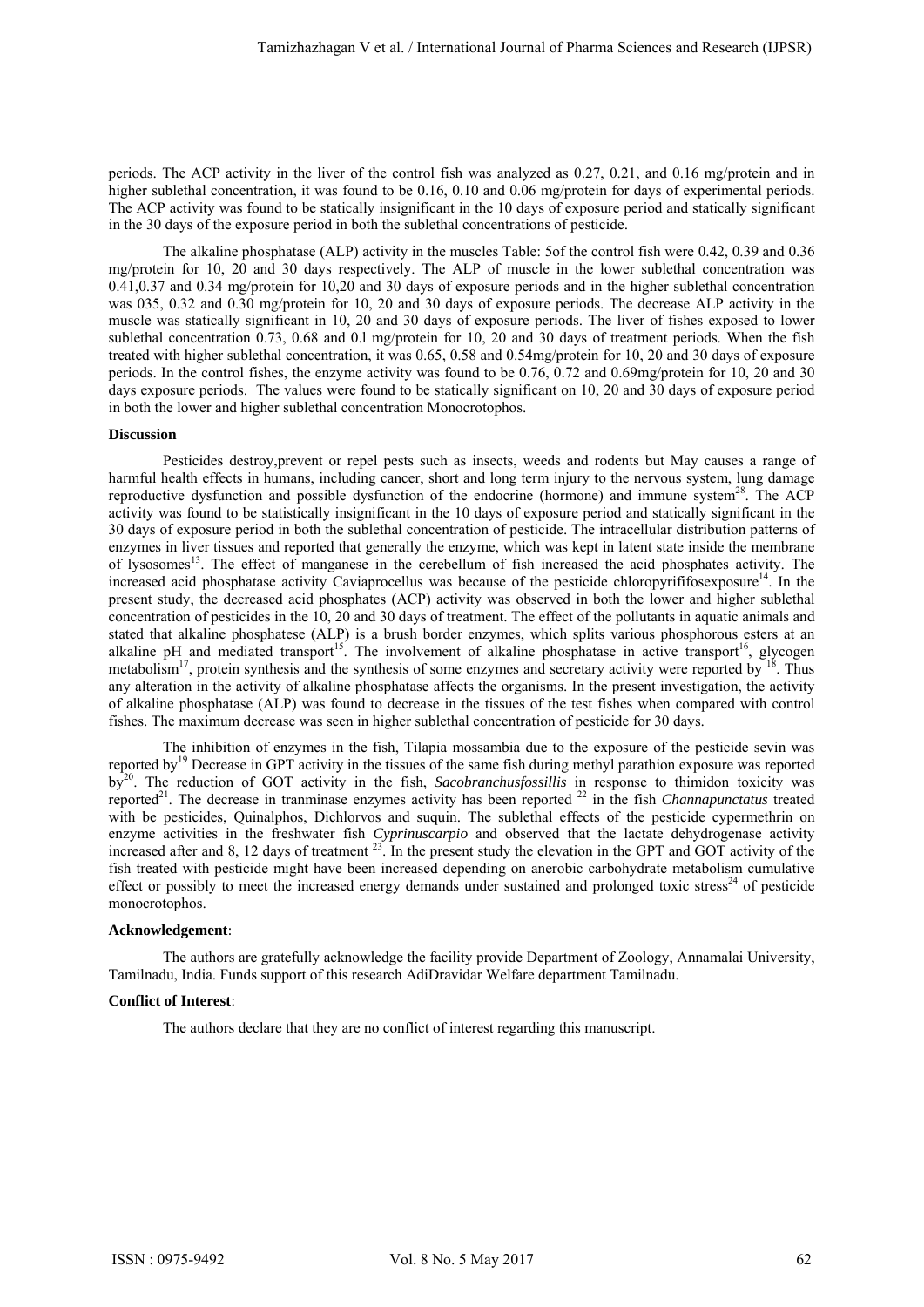periods. The ACP activity in the liver of the control fish was analyzed as 0.27, 0.21, and 0.16 mg/protein and in higher sublethal concentration, it was found to be 0.16, 0.10 and 0.06 mg/protein for days of experimental periods. The ACP activity was found to be statically insignificant in the 10 days of exposure period and statically significant in the 30 days of the exposure period in both the sublethal concentrations of pesticide.

The alkaline phosphatase (ALP) activity in the muscles Table: 5of the control fish were 0.42, 0.39 and 0.36 mg/protein for 10, 20 and 30 days respectively. The ALP of muscle in the lower sublethal concentration was 0.41,0.37 and 0.34 mg/protein for 10,20 and 30 days of exposure periods and in the higher sublethal concentration was 035, 0.32 and 0.30 mg/protein for 10, 20 and 30 days of exposure periods. The decrease ALP activity in the muscle was statically significant in 10, 20 and 30 days of exposure periods. The liver of fishes exposed to lower sublethal concentration 0.73, 0.68 and 0.l mg/protein for 10, 20 and 30 days of treatment periods. When the fish treated with higher sublethal concentration, it was 0.65, 0.58 and 0.54mg/protein for 10, 20 and 30 days of exposure periods. In the control fishes, the enzyme activity was found to be 0.76, 0.72 and 0.69mg/protein for 10, 20 and 30 days exposure periods. The values were found to be statically significant on 10, 20 and 30 days of exposure period in both the lower and higher sublethal concentration Monocrotophos.

**Discussion**

Pesticides destroy,prevent or repel pests such as insects, weeds and rodents but May causes a range of harmful health effects in humans, including cancer, short and long term injury to the nervous system, lung damage reproductive dysfunction and possible dysfunction of the endocrine (hormone) and immune system[28]. The ACP activity was found to be statistically insignificant in the 10 days of exposure period and statically significant in the 30 days of exposure period in both the sublethal concentration of pesticide. The intracellular distribution patterns of enzymes in liver tissues and reported that generally the enzyme, which was kept in latent state inside the membrane of lysosomes[13]. The effect of manganese in the cerebellum of fish increased the acid phosphates activity. The increased acid phosphatase activity Caviaprocellus was because of the pesticide chloropyrififosexposure[14]. In the present study, the decreased acid phosphates (ACP) activity was observed in both the lower and higher sublethal concentration of pesticides in the 10, 20 and 30 days of treatment. The effect of the pollutants in aquatic animals and stated that alkaline phosphatese (ALP) is a brush border enzymes, which splits various phosphorous esters at an alkaline pH and mediated transport[15]. The involvement of alkaline phosphatase in active transport[16], glycogen metabolism[17], protein synthesis and the synthesis of some enzymes and secretary activity were reported by [18]. Thus any alteration in the activity of alkaline phosphatase affects the organisms. In the present investigation, the activity of alkaline phosphatase (ALP) was found to decrease in the tissues of the test fishes when compared with control fishes. The maximum decrease was seen in higher sublethal concentration of pesticide for 30 days.

The inhibition of enzymes in the fish, Tilapia mossambia due to the exposure of the pesticide sevin was reported by[19] Decrease in GPT activity in the tissues of the same fish during methyl parathion exposure was reported by[20]. The reduction of GOT activity in the fish, *Sacobranchusfossillis* in response to thimidon toxicity was reported[21]. The decrease in tranminase enzymes activity has been reported [22] in the fish *Channapunctatus* treated with be pesticides, Quinalphos, Dichlorvos and suquin. The sublethal effects of the pesticide cypermethrin on enzyme activities in the freshwater fish *Cyprinuscarpio* and observed that the lactate dehydrogenase activity increased after and 8, 12 days of treatment [23]. In the present study the elevation in the GPT and GOT activity of the fish treated with pesticide might have been increased depending on anerobic carbohydrate metabolism cumulative effect or possibly to meet the increased energy demands under sustained and prolonged toxic stress[24] of pesticide monocrotophos.

**Acknowledgement**:

The authors are gratefully acknowledge the facility provide Department of Zoology, Annamalai University, Tamilnadu, India. Funds support of this research AdiDravidar Welfare department Tamilnadu.

**Conflict of Interest**:

The authors declare that they are no conflict of interest regarding this manuscript.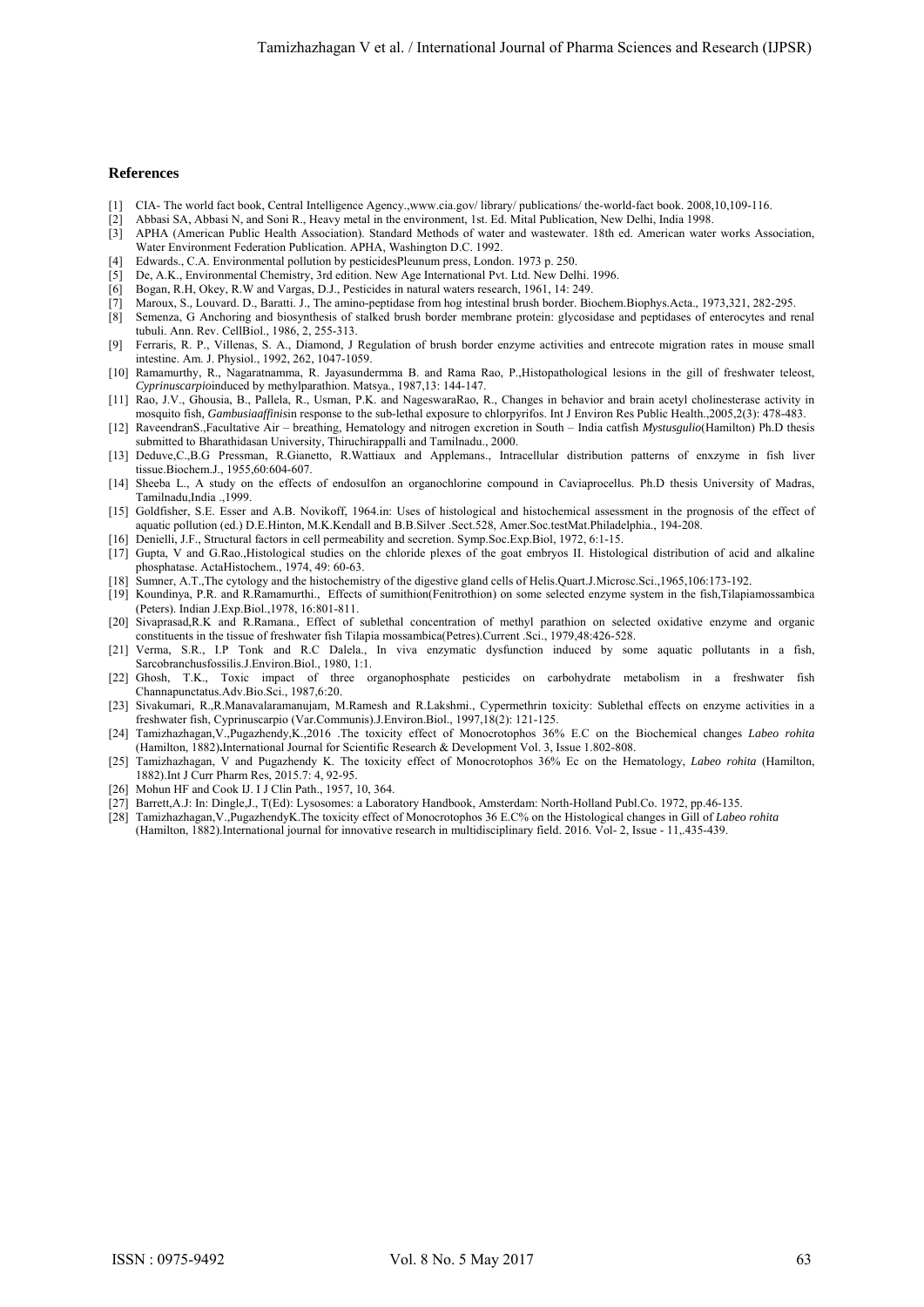## References

[1] CIA- The world fact book, Central Intelligence Agency.,www.cia.gov/ library/ publications/ the-world-fact book. 2008,10,109-116.

[2] Abbasi SA, Abbasi N, and Soni R., Heavy metal in the environment, 1st. Ed. Mital Publication, New Delhi, India 1998.

[3] APHA (American Public Health Association). Standard Methods of water and wastewater. 18th ed. American water works Association, Water Environment Federation Publication. APHA, Washington D.C. 1992.

[4] Edwards., C.A. Environmental pollution by pesticidesPleunum press, London. 1973 p. 250.

[5] De, A.K., Environmental Chemistry, 3rd edition. New Age International Pvt. Ltd. New Delhi. 1996.

[6] Bogan, R.H, Okey, R.W and Vargas, D.J., Pesticides in natural waters research, 1961, 14: 249.

[7] Maroux, S., Louvard. D., Baratti. J., The amino-peptidase from hog intestinal brush border. Biochem.Biophys.Acta., 1973,321, 282-295.

[8] Semenza, G Anchoring and biosynthesis of stalked brush border membrane protein: glycosidase and peptidases of enterocytes and renal tubuli. Ann. Rev. CellBiol., 1986, 2, 255-313.

[9] Ferraris, R. P., Villenas, S. A., Diamond, J Regulation of brush border enzyme activities and entrecote migration rates in mouse small intestine. Am. J. Physiol., 1992, 262, 1047-1059.

[10] Ramamurthy, R., Nagaratnamma, R. Jayasundermma B. and Rama Rao, P.,Histopathological lesions in the gill of freshwater teleost, *Cyprinuscarpio*induced by methylparathion. Matsya., 1987,13: 144-147.

[11] Rao, J.V., Ghousia, B., Pallela, R., Usman, P.K. and NageswaraRao, R., Changes in behavior and brain acetyl cholinesterase activity in mosquito fish, *Gambusiaaffinis*in response to the sub-lethal exposure to chlorpyrifos. Int J Environ Res Public Health.,2005,2(3): 478-483.

[12] RaveendranS.,Facultative Air – breathing, Hematology and nitrogen excretion in South – India catfish *Mystusgulio*(Hamilton) Ph.D thesis submitted to Bharathidasan University, Thiruchirappalli and Tamilnadu., 2000.

[13] Deduve,C.,B.G Pressman, R.Gianetto, R.Wattiaux and Applemans., Intracellular distribution patterns of enxzyme in fish liver tissue.Biochem.J., 1955,60:604-607.

[14] Sheeba L., A study on the effects of endosulfon an organochlorine compound in Caviaprocellus. Ph.D thesis University of Madras, Tamilnadu,India .,1999.

[15] Goldfisher, S.E. Esser and A.B. Novikoff, 1964.in: Uses of histological and histochemical assessment in the prognosis of the effect of aquatic pollution (ed.) D.E.Hinton, M.K.Kendall and B.B.Silver .Sect.528, Amer.Soc.testMat.Philadelphia., 194-208.

[16] Denielli, J.F., Structural factors in cell permeability and secretion. Symp.Soc.Exp.Biol, 1972, 6:1-15.

[17] Gupta, V and G.Rao.,Histological studies on the chloride plexes of the goat embryos II. Histological distribution of acid and alkaline phosphatase. ActaHistochem., 1974, 49: 60-63.

[18] Sumner, A.T.,The cytology and the histochemistry of the digestive gland cells of Helis.Quart.J.Microsc.Sci.,1965,106:173-192.

[19] Koundinya, P.R. and R.Ramamurthi., Effects of sumithion(Fenitrothion) on some selected enzyme system in the fish,Tilapiamossambica (Peters). Indian J.Exp.Biol.,1978, 16:801-811.

[20] Sivaprasad,R.K and R.Ramana., Effect of sublethal concentration of methyl parathion on selected oxidative enzyme and organic constituents in the tissue of freshwater fish Tilapia mossambica(Petres).Current .Sci., 1979,48:426-528.

[21] Verma, S.R., I.P Tonk and R.C Dalela., In viva enzymatic dysfunction induced by some aquatic pollutants in a fish, Sarcobranchusfossilis.J.Environ.Biol., 1980, 1:1.

[22] Ghosh, T.K., Toxic impact of three organophosphate pesticides on carbohydrate metabolism in a freshwater fish Channapunctatus.Adv.Bio.Sci., 1987,6:20.

[23] Sivakumari, R.,R.Manavalaramanujam, M.Ramesh and R.Lakshmi., Cypermethrin toxicity: Sublethal effects on enzyme activities in a freshwater fish, Cyprinuscarpio (Var.Communis).J.Environ.Biol., 1997,18(2): 121-125.

[24] Tamizhazhagan,V.,Pugazhendy,K.,2016 .The toxicity effect of Monocrotophos 36% E.C on the Biochemical changes *Labeo rohita* (Hamilton, 1882)**.**International Journal for Scientific Research & Development Vol. 3, Issue 1.802-808.

[25] Tamizhazhagan, V and Pugazhendy K. The toxicity effect of Monocrotophos 36% Ec on the Hematology, *Labeo rohita* (Hamilton, 1882).Int J Curr Pharm Res, 2015.7: 4, 92-95.

[26] Mohun HF and Cook IJ. I J Clin Path., 1957, 10, 364.

[27] Barrett,A.J: In: Dingle,J., T(Ed): Lysosomes: a Laboratory Handbook, Amsterdam: North-Holland Publ.Co. 1972, pp.46-135.

[28] Tamizhazhagan,V.,PugazhendyK.The toxicity effect of Monocrotophos 36 E.C% on the Histological changes in Gill of *Labeo rohita* (Hamilton, 1882).International journal for innovative research in multidisciplinary field. 2016. Vol- 2, Issue - 11,.435-439.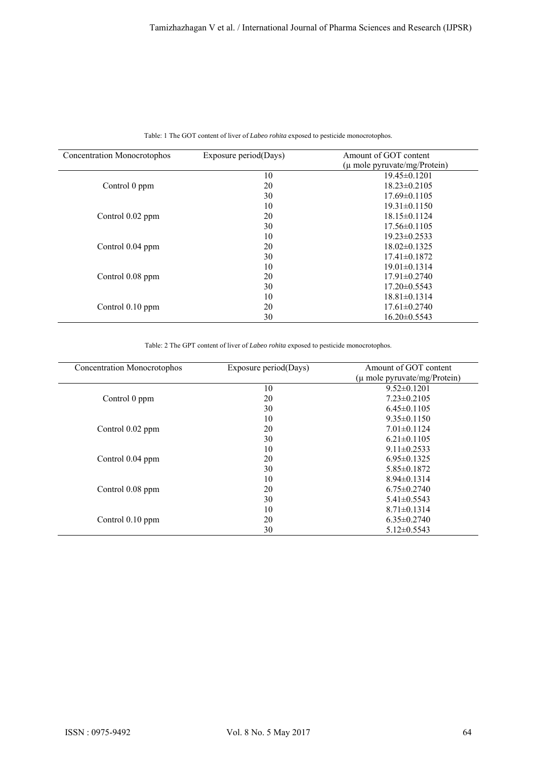Table: 1 The GOT content of liver of *Labeo rohita* exposed to pesticide monocrotophos.

| Concentration Monocrotophos | Exposure period(Days) | Amount of GOT content (µ mole pyruvate/mg/Protein) |
|---|---|---|
| Control 0 ppm | 10 | 19.45±0.1201 |
| | 20 | 18.23±0.2105 |
| | 30 | 17.69±0.1105 |
| Control 0.02 ppm | 10 | 19.31±0.1150 |
| | 20 | 18.15±0.1124 |
| | 30 | 17.56±0.1105 |
| Control 0.04 ppm | 10 | 19.23±0.2533 |
| | 20 | 18.02±0.1325 |
| | 30 | 17.41±0.1872 |
| Control 0.08 ppm | 10 | 19.01±0.1314 |
| | 20 | 17.91±0.2740 |
| | 30 | 17.20±0.5543 |
| Control 0.10 ppm | 10 | 18.81±0.1314 |
| | 20 | 17.61±0.2740 |
| | 30 | 16.20±0.5543 |

Table: 2 The GPT content of liver of *Labeo rohita* exposed to pesticide monocrotophos.

| Concentration Monocrotophos | Exposure period(Days) | Amount of GOT content (µ mole pyruvate/mg/Protein) |
|---|---|---|
| Control 0 ppm | 10 | 9.52±0.1201 |
| | 20 | 7.23±0.2105 |
| | 30 | 6.45±0.1105 |
| Control 0.02 ppm | 10 | 9.35±0.1150 |
| | 20 | 7.01±0.1124 |
| | 30 | 6.21±0.1105 |
| Control 0.04 ppm | 10 | 9.11±0.2533 |
| | 20 | 6.95±0.1325 |
| | 30 | 5.85±0.1872 |
| Control 0.08 ppm | 10 | 8.94±0.1314 |
| | 20 | 6.75±0.2740 |
| | 30 | 5.41±0.5543 |
| Control 0.10 ppm | 10 | 8.71±0.1314 |
| | 20 | 6.35±0.2740 |
| | 30 | 5.12±0.5543 |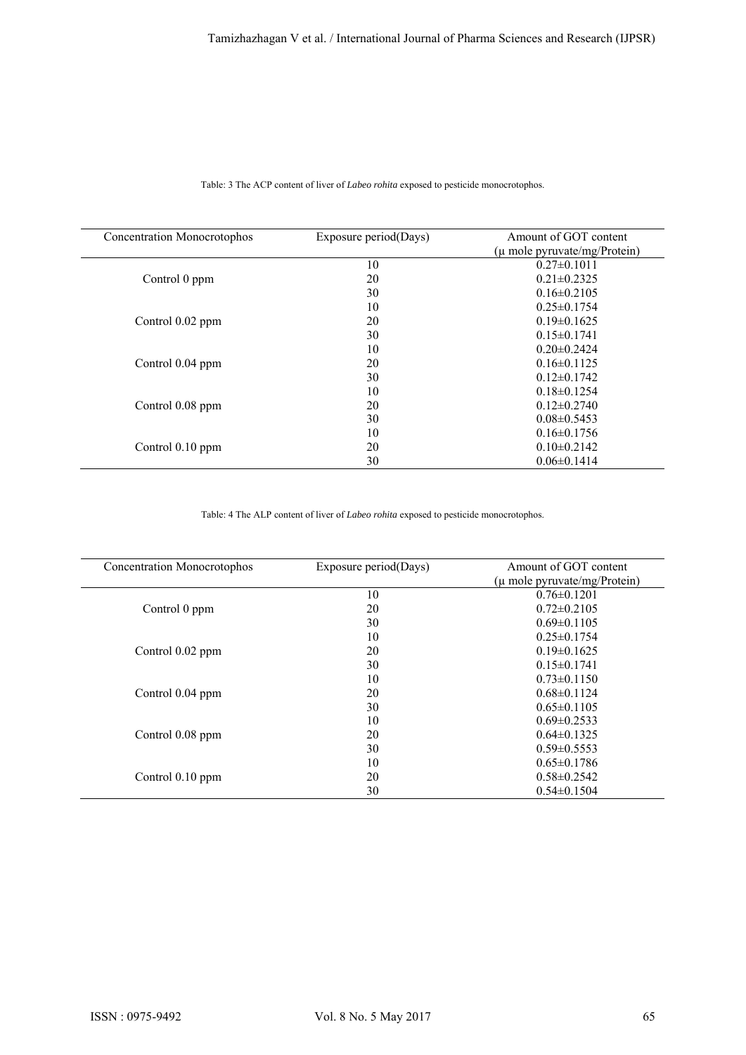Table: 3 The ACP content of liver of *Labeo rohita* exposed to pesticide monocrotophos.

| Concentration Monocrotophos | Exposure period(Days) | Amount of GOT content (μ mole pyruvate/mg/Protein) |
|---|---|---|
| Control 0 ppm | 10 | 0.27±0.1011 |
| | 20 | 0.21±0.2325 |
| | 30 | 0.16±0.2105 |
| Control 0.02 ppm | 10 | 0.25±0.1754 |
| | 20 | 0.19±0.1625 |
| | 30 | 0.15±0.1741 |
| Control 0.04 ppm | 10 | 0.20±0.2424 |
| | 20 | 0.16±0.1125 |
| | 30 | 0.12±0.1742 |
| Control 0.08 ppm | 10 | 0.18±0.1254 |
| | 20 | 0.12±0.2740 |
| | 30 | 0.08±0.5453 |
| Control 0.10 ppm | 10 | 0.16±0.1756 |
| | 20 | 0.10±0.2142 |
| | 30 | 0.06±0.1414 |

Table: 4 The ALP content of liver of *Labeo rohita* exposed to pesticide monocrotophos.

| Concentration Monocrotophos | Exposure period(Days) | Amount of GOT content (μ mole pyruvate/mg/Protein) |
|---|---|---|
| Control 0 ppm | 10 | 0.76±0.1201 |
| | 20 | 0.72±0.2105 |
| | 30 | 0.69±0.1105 |
| Control 0.02 ppm | 10 | 0.25±0.1754 |
| | 20 | 0.19±0.1625 |
| | 30 | 0.15±0.1741 |
| Control 0.04 ppm | 10 | 0.73±0.1150 |
| | 20 | 0.68±0.1124 |
| | 30 | 0.65±0.1105 |
| Control 0.08 ppm | 10 | 0.69±0.2533 |
| | 20 | 0.64±0.1325 |
| | 30 | 0.59±0.5553 |
| Control 0.10 ppm | 10 | 0.65±0.1786 |
| | 20 | 0.58±0.2542 |
| | 30 | 0.54±0.1504 |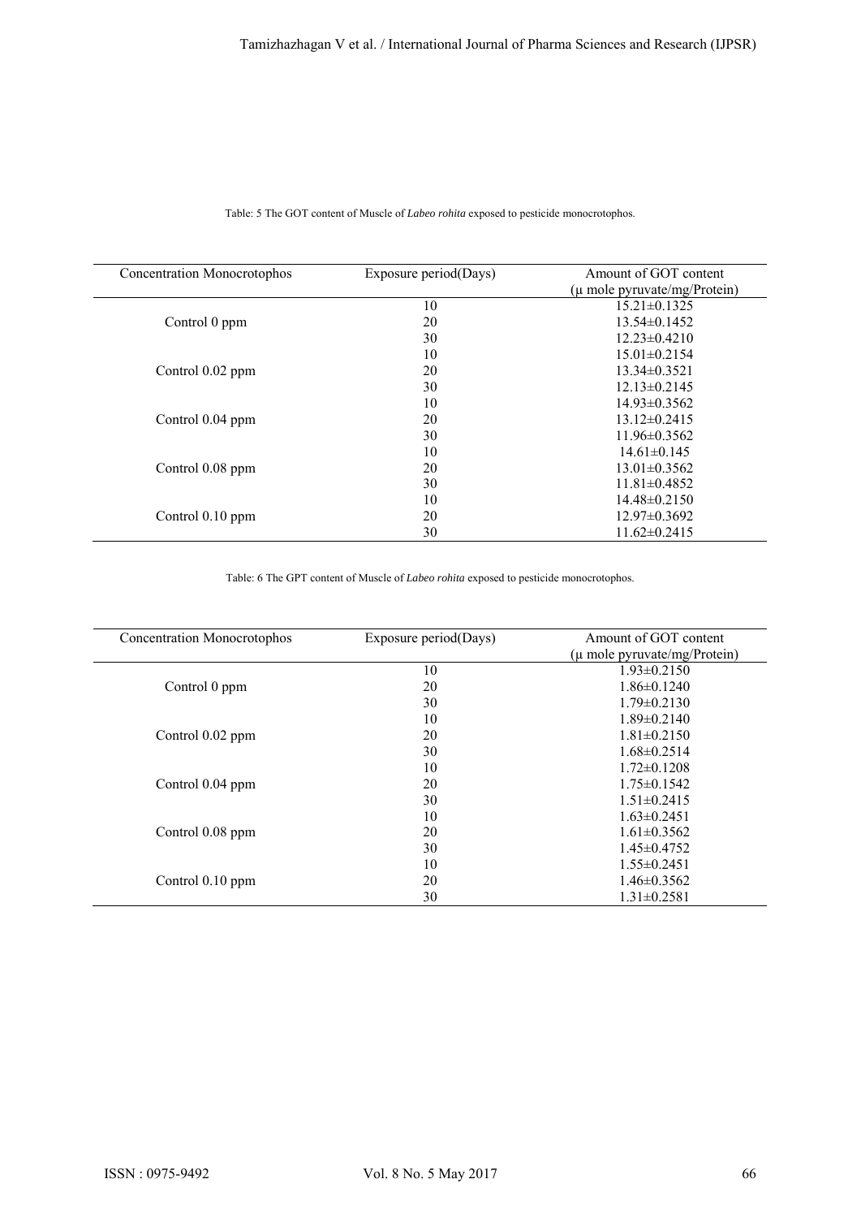Table: 5 The GOT content of Muscle of *Labeo rohita* exposed to pesticide monocrotophos.

| Concentration Monocrotophos | Exposure period(Days) | Amount of GOT content (μ mole pyruvate/mg/Protein) |
|---|---|---|
| Control 0 ppm | 10 | 15.21±0.1325 |
| | 20 | 13.54±0.1452 |
| | 30 | 12.23±0.4210 |
| Control 0.02 ppm | 10 | 15.01±0.2154 |
| | 20 | 13.34±0.3521 |
| | 30 | 12.13±0.2145 |
| Control 0.04 ppm | 10 | 14.93±0.3562 |
| | 20 | 13.12±0.2415 |
| | 30 | 11.96±0.3562 |
| Control 0.08 ppm | 10 | 14.61±0.145 |
| | 20 | 13.01±0.3562 |
| | 30 | 11.81±0.4852 |
| Control 0.10 ppm | 10 | 14.48±0.2150 |
| | 20 | 12.97±0.3692 |
| | 30 | 11.62±0.2415 |

Table: 6 The GPT content of Muscle of *Labeo rohita* exposed to pesticide monocrotophos.

| Concentration Monocrotophos | Exposure period(Days) | Amount of GOT content (μ mole pyruvate/mg/Protein) |
|---|---|---|
| Control 0 ppm | 10 | 1.93±0.2150 |
| | 20 | 1.86±0.1240 |
| | 30 | 1.79±0.2130 |
| Control 0.02 ppm | 10 | 1.89±0.2140 |
| | 20 | 1.81±0.2150 |
| | 30 | 1.68±0.2514 |
| Control 0.04 ppm | 10 | 1.72±0.1208 |
| | 20 | 1.75±0.1542 |
| | 30 | 1.51±0.2415 |
| Control 0.08 ppm | 10 | 1.63±0.2451 |
| | 20 | 1.61±0.3562 |
| | 30 | 1.45±0.4752 |
| Control 0.10 ppm | 10 | 1.55±0.2451 |
| | 20 | 1.46±0.3562 |
| | 30 | 1.31±0.2581 |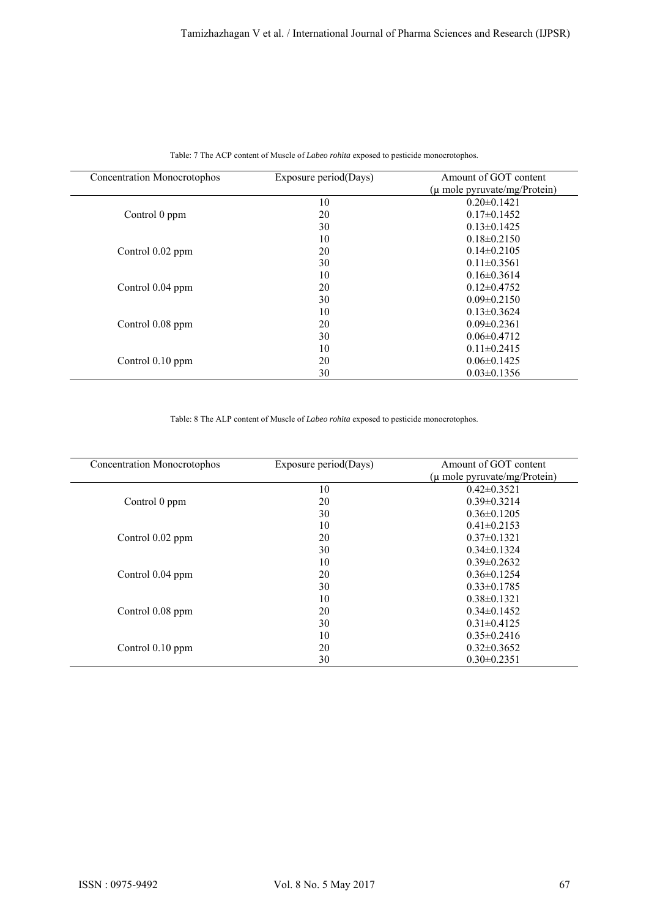Table: 7 The ACP content of Muscle of *Labeo rohita* exposed to pesticide monocrotophos.

| Concentration Monocrotophos | Exposure period(Days) | Amount of GOT content (µ mole pyruvate/mg/Protein) |
|---|---|---|
| | 10 | 0.20±0.1421 |
| Control 0 ppm | 20 | 0.17±0.1452 |
| | 30 | 0.13±0.1425 |
| | 10 | 0.18±0.2150 |
| Control 0.02 ppm | 20 | 0.14±0.2105 |
| | 30 | 0.11±0.3561 |
| | 10 | 0.16±0.3614 |
| Control 0.04 ppm | 20 | 0.12±0.4752 |
| | 30 | 0.09±0.2150 |
| | 10 | 0.13±0.3624 |
| Control 0.08 ppm | 20 | 0.09±0.2361 |
| | 30 | 0.06±0.4712 |
| | 10 | 0.11±0.2415 |
| Control 0.10 ppm | 20 | 0.06±0.1425 |
| | 30 | 0.03±0.1356 |

Table: 8 The ALP content of Muscle of *Labeo rohita* exposed to pesticide monocrotophos.

| Concentration Monocrotophos | Exposure period(Days) | Amount of GOT content (µ mole pyruvate/mg/Protein) |
|---|---|---|
| | 10 | 0.42±0.3521 |
| Control 0 ppm | 20 | 0.39±0.3214 |
| | 30 | 0.36±0.1205 |
| | 10 | 0.41±0.2153 |
| Control 0.02 ppm | 20 | 0.37±0.1321 |
| | 30 | 0.34±0.1324 |
| | 10 | 0.39±0.2632 |
| Control 0.04 ppm | 20 | 0.36±0.1254 |
| | 30 | 0.33±0.1785 |
| | 10 | 0.38±0.1321 |
| Control 0.08 ppm | 20 | 0.34±0.1452 |
| | 30 | 0.31±0.4125 |
| | 10 | 0.35±0.2416 |
| Control 0.10 ppm | 20 | 0.32±0.3652 |
| | 30 | 0.30±0.2351 |